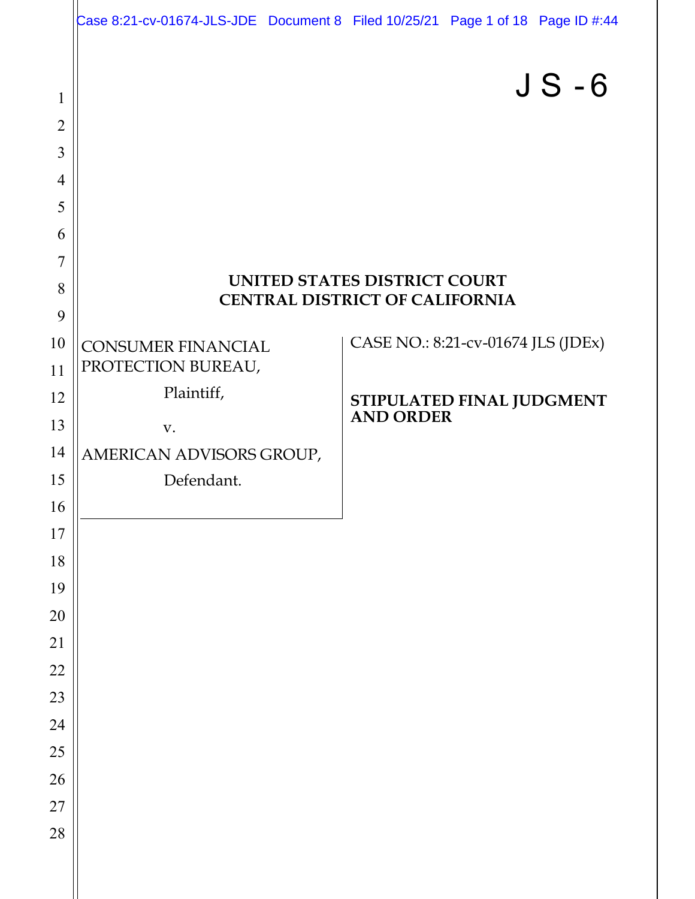JS-6

# UNITED STATES DISTRICT COURT
# CENTRAL DISTRICT OF CALIFORNIA

CONSUMER FINANCIAL PROTECTION BUREAU,

Plaintiff,

v.

AMERICAN ADVISORS GROUP,

Defendant.

CASE NO.: 8:21-cv-01674 JLS (JDEx)

**STIPULATED FINAL JUDGMENT AND ORDER**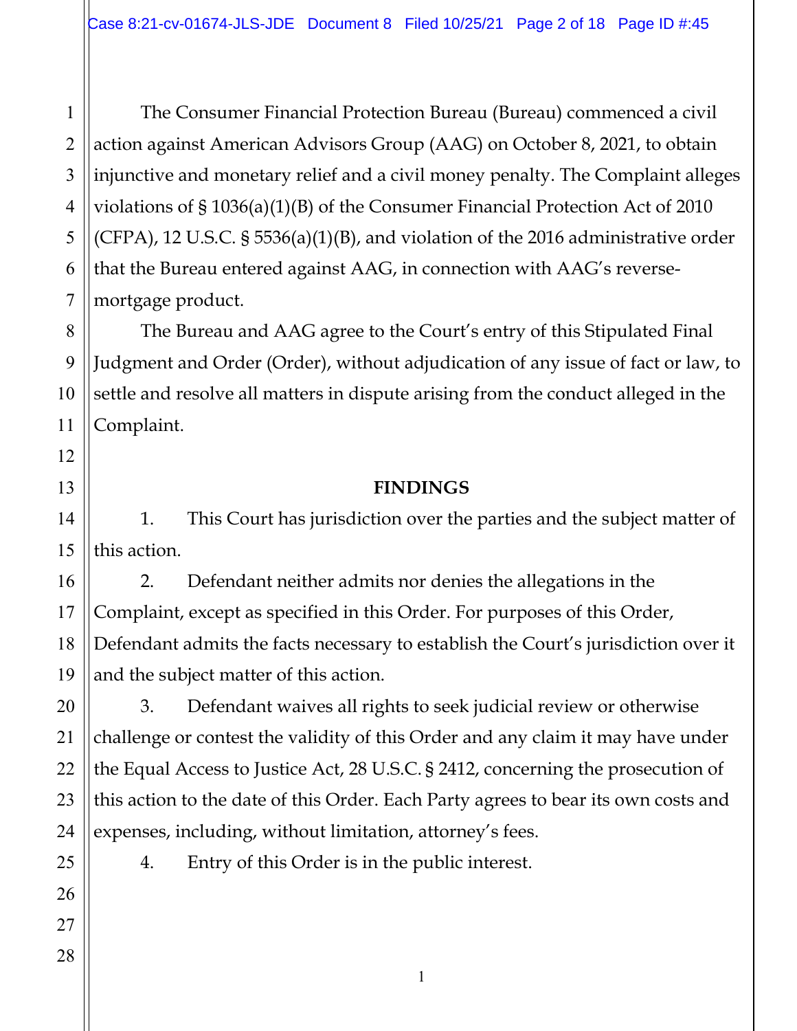The Consumer Financial Protection Bureau (Bureau) commenced a civil action against American Advisors Group (AAG) on October 8, 2021, to obtain injunctive and monetary relief and a civil money penalty. The Complaint alleges violations of § 1036(a)(1)(B) of the Consumer Financial Protection Act of 2010 (CFPA), 12 U.S.C. § 5536(a)(1)(B), and violation of the 2016 administrative order that the Bureau entered against AAG, in connection with AAG's reverse-mortgage product.

The Bureau and AAG agree to the Court's entry of this Stipulated Final Judgment and Order (Order), without adjudication of any issue of fact or law, to settle and resolve all matters in dispute arising from the conduct alleged in the Complaint.

**FINDINGS**

1. This Court has jurisdiction over the parties and the subject matter of this action.

2. Defendant neither admits nor denies the allegations in the Complaint, except as specified in this Order. For purposes of this Order, Defendant admits the facts necessary to establish the Court's jurisdiction over it and the subject matter of this action.

3. Defendant waives all rights to seek judicial review or otherwise challenge or contest the validity of this Order and any claim it may have under the Equal Access to Justice Act, 28 U.S.C. § 2412, concerning the prosecution of this action to the date of this Order. Each Party agrees to bear its own costs and expenses, including, without limitation, attorney's fees.

4. Entry of this Order is in the public interest.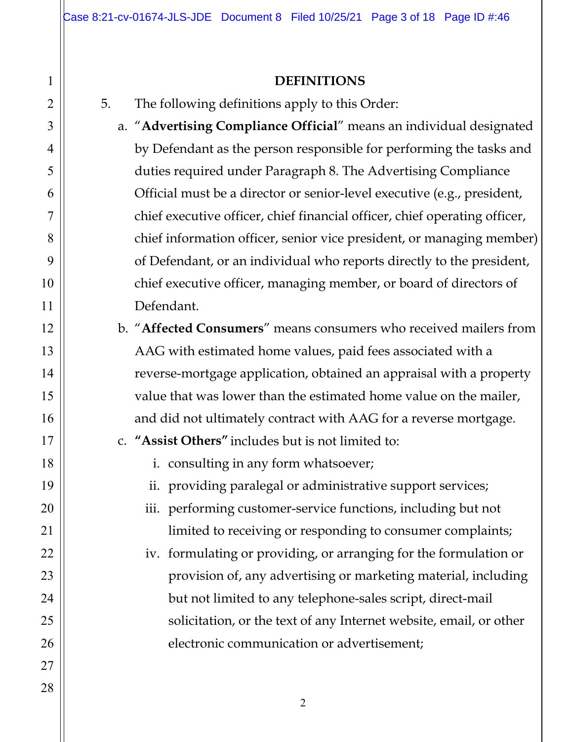## DEFINITIONS

5. The following definitions apply to this Order:

   a. "**Advertising Compliance Official**" means an individual designated by Defendant as the person responsible for performing the tasks and duties required under Paragraph 8. The Advertising Compliance Official must be a director or senior-level executive (e.g., president, chief executive officer, chief financial officer, chief operating officer, chief information officer, senior vice president, or managing member) of Defendant, or an individual who reports directly to the president, chief executive officer, managing member, or board of directors of Defendant.

   b. "**Affected Consumers**" means consumers who received mailers from AAG with estimated home values, paid fees associated with a reverse-mortgage application, obtained an appraisal with a property value that was lower than the estimated home value on the mailer, and did not ultimately contract with AAG for a reverse mortgage.

   c. **"Assist Others"** includes but is not limited to:

      i. consulting in any form whatsoever;

      ii. providing paralegal or administrative support services;

      iii. performing customer-service functions, including but not limited to receiving or responding to consumer complaints;

      iv. formulating or providing, or arranging for the formulation or provision of, any advertising or marketing material, including but not limited to any telephone-sales script, direct-mail solicitation, or the text of any Internet website, email, or other electronic communication or advertisement;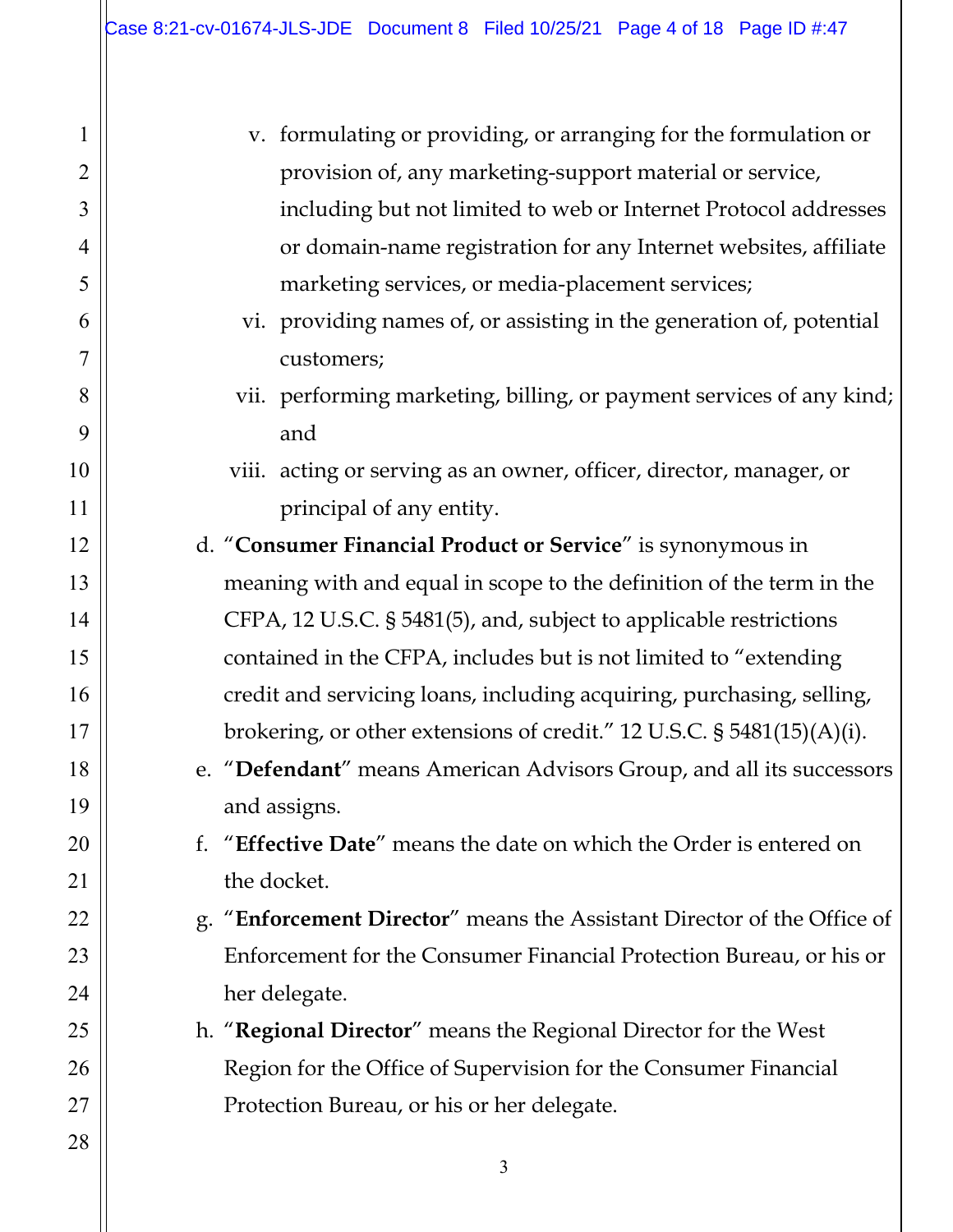v. formulating or providing, or arranging for the formulation or provision of, any marketing-support material or service, including but not limited to web or Internet Protocol addresses or domain-name registration for any Internet websites, affiliate marketing services, or media-placement services;

vi. providing names of, or assisting in the generation of, potential customers;

vii. performing marketing, billing, or payment services of any kind; and

viii. acting or serving as an owner, officer, director, manager, or principal of any entity.

d. "**Consumer Financial Product or Service**" is synonymous in meaning with and equal in scope to the definition of the term in the CFPA, 12 U.S.C. § 5481(5), and, subject to applicable restrictions contained in the CFPA, includes but is not limited to "extending credit and servicing loans, including acquiring, purchasing, selling, brokering, or other extensions of credit." 12 U.S.C. § 5481(15)(A)(i).

e. "**Defendant**" means American Advisors Group, and all its successors and assigns.

f. "**Effective Date**" means the date on which the Order is entered on the docket.

g. "**Enforcement Director**" means the Assistant Director of the Office of Enforcement for the Consumer Financial Protection Bureau, or his or her delegate.

h. "**Regional Director**" means the Regional Director for the West Region for the Office of Supervision for the Consumer Financial Protection Bureau, or his or her delegate.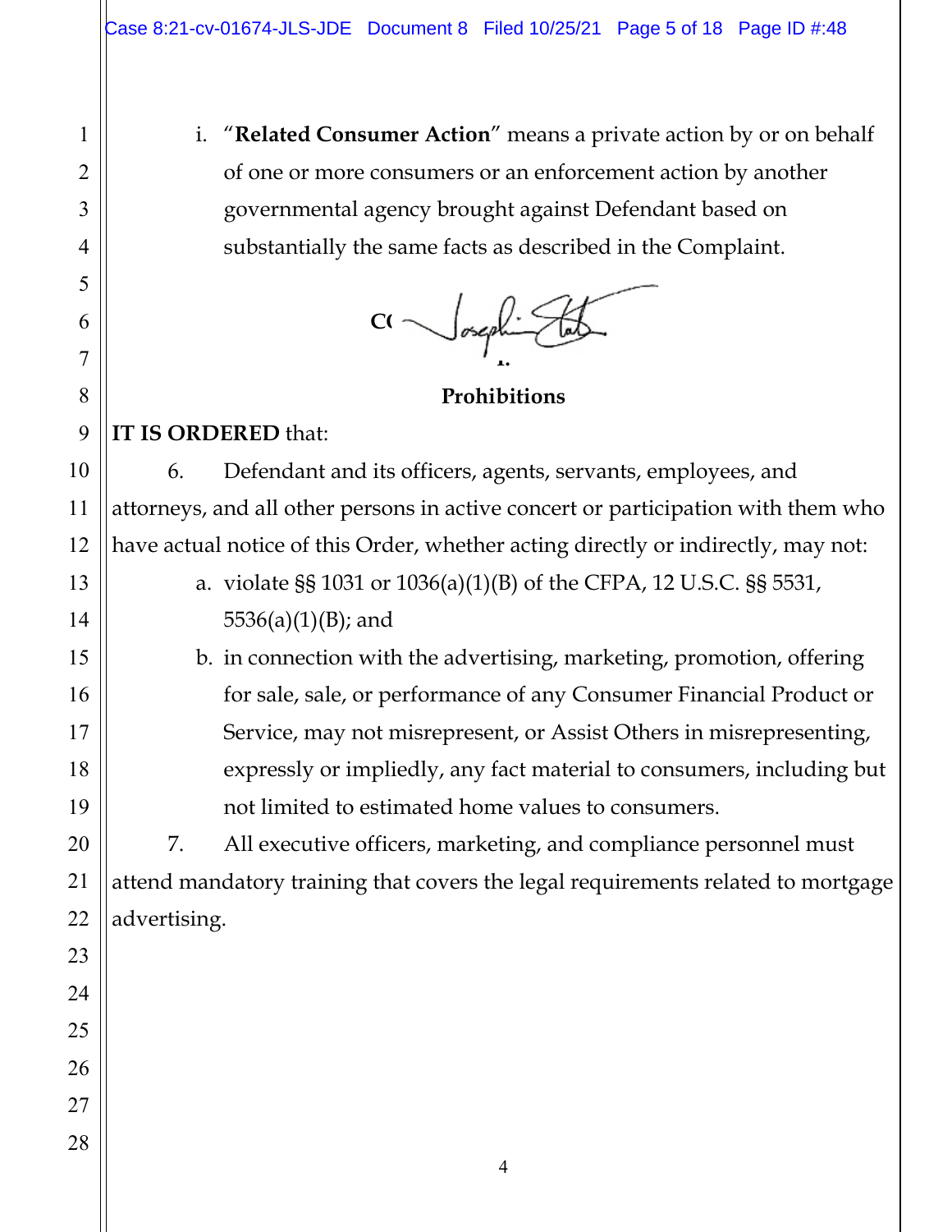i. "**Related Consumer Action**" means a private action by or on behalf of one or more consumers or an enforcement action by another governmental agency brought against Defendant based on substantially the same facts as described in the Complaint.

**C( I.**

**Prohibitions**

**IT IS ORDERED** that:

6. Defendant and its officers, agents, servants, employees, and attorneys, and all other persons in active concert or participation with them who have actual notice of this Order, whether acting directly or indirectly, may not:

   a. violate §§ 1031 or 1036(a)(1)(B) of the CFPA, 12 U.S.C. §§ 5531, 5536(a)(1)(B); and

   b. in connection with the advertising, marketing, promotion, offering for sale, sale, or performance of any Consumer Financial Product or Service, may not misrepresent, or Assist Others in misrepresenting, expressly or impliedly, any fact material to consumers, including but not limited to estimated home values to consumers.

7. All executive officers, marketing, and compliance personnel must attend mandatory training that covers the legal requirements related to mortgage advertising.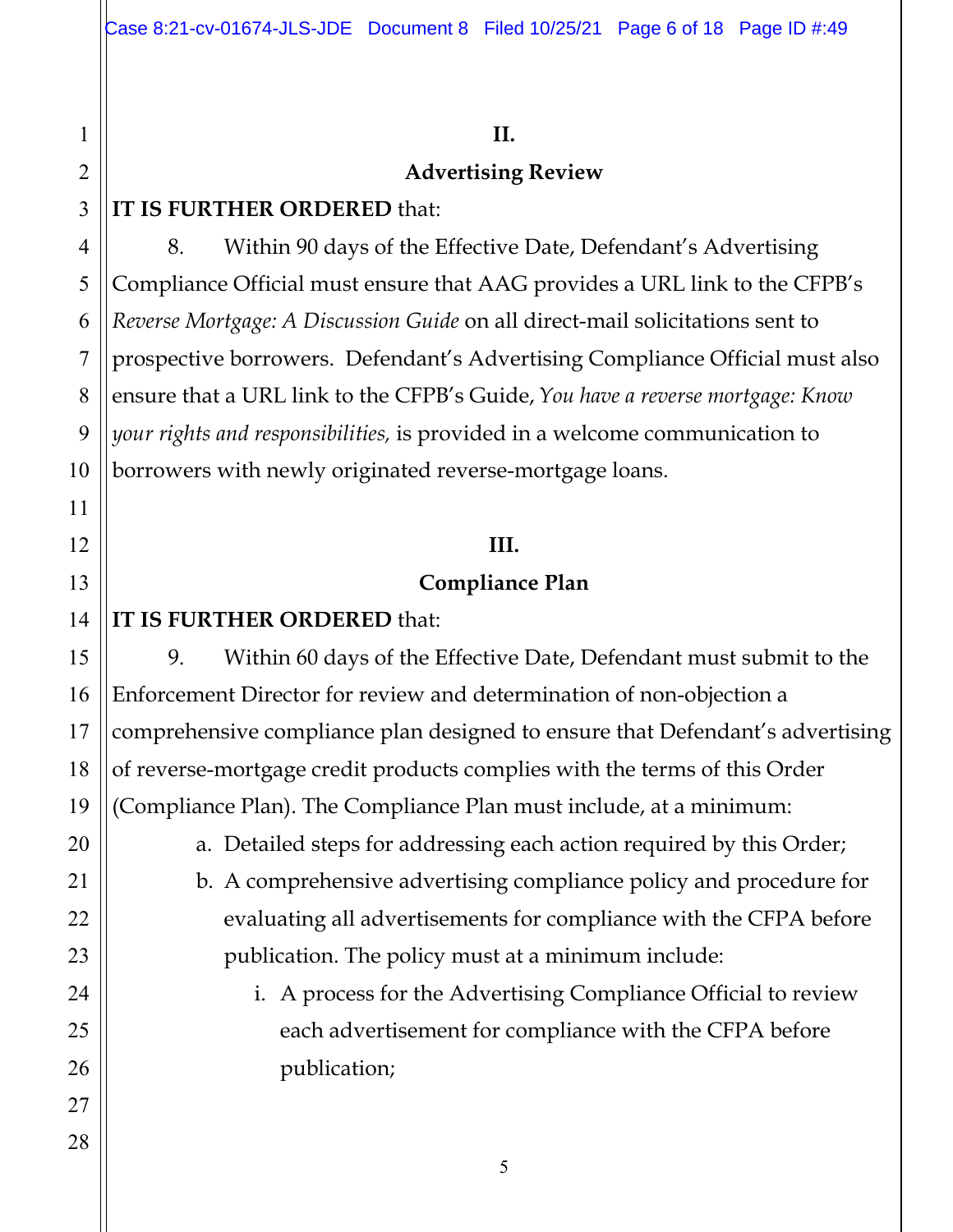## II.

## Advertising Review

**IT IS FURTHER ORDERED** that:

8. Within 90 days of the Effective Date, Defendant's Advertising Compliance Official must ensure that AAG provides a URL link to the CFPB's *Reverse Mortgage: A Discussion Guide* on all direct-mail solicitations sent to prospective borrowers. Defendant's Advertising Compliance Official must also ensure that a URL link to the CFPB's Guide, *You have a reverse mortgage: Know your rights and responsibilities,* is provided in a welcome communication to borrowers with newly originated reverse-mortgage loans.

## III.

## Compliance Plan

**IT IS FURTHER ORDERED** that:

9. Within 60 days of the Effective Date, Defendant must submit to the Enforcement Director for review and determination of non-objection a comprehensive compliance plan designed to ensure that Defendant's advertising of reverse-mortgage credit products complies with the terms of this Order (Compliance Plan). The Compliance Plan must include, at a minimum:

   a. Detailed steps for addressing each action required by this Order;

   b. A comprehensive advertising compliance policy and procedure for evaluating all advertisements for compliance with the CFPA before publication. The policy must at a minimum include:

      i. A process for the Advertising Compliance Official to review each advertisement for compliance with the CFPA before publication;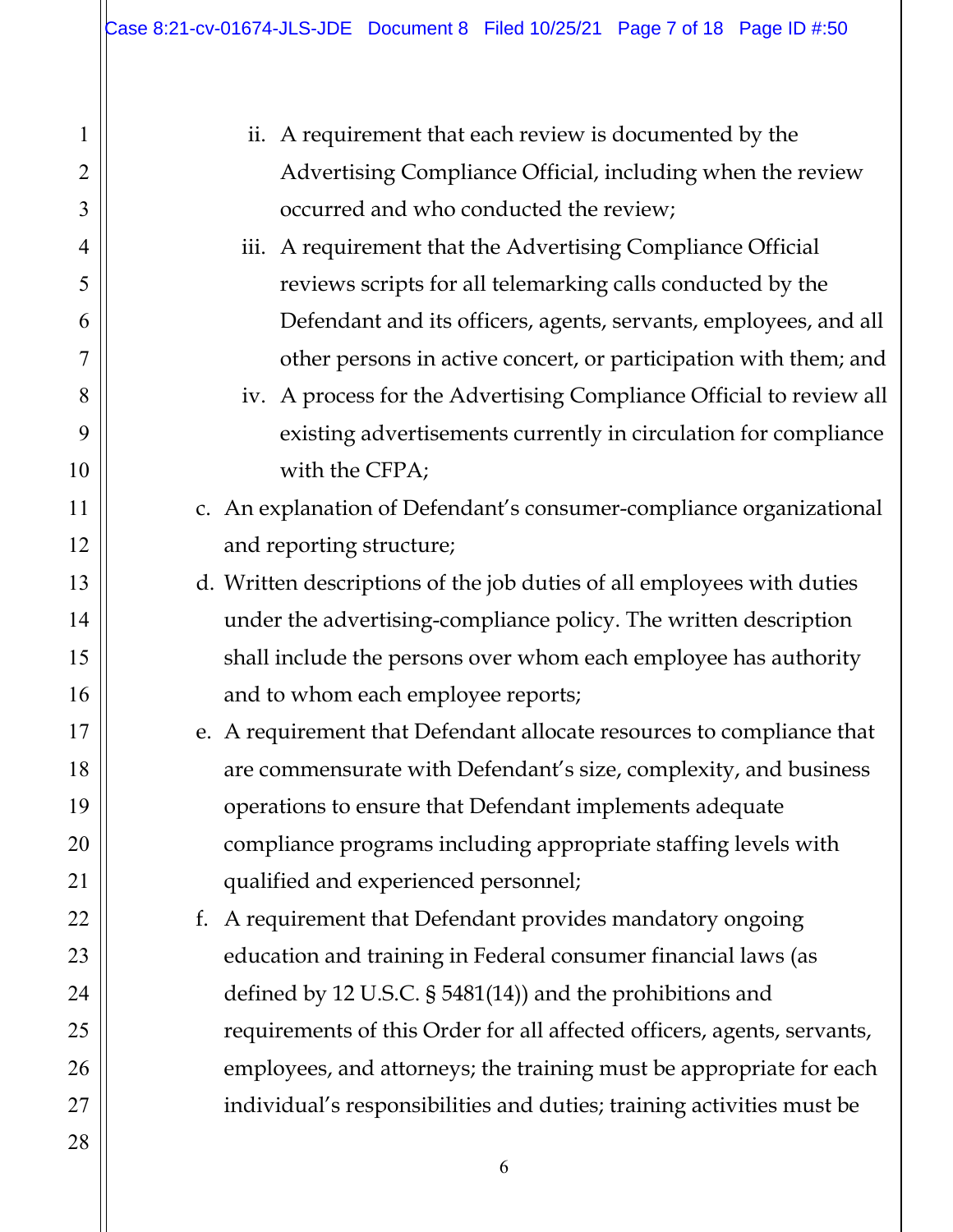ii. A requirement that each review is documented by the Advertising Compliance Official, including when the review occurred and who conducted the review;

iii. A requirement that the Advertising Compliance Official reviews scripts for all telemarking calls conducted by the Defendant and its officers, agents, servants, employees, and all other persons in active concert, or participation with them; and

iv. A process for the Advertising Compliance Official to review all existing advertisements currently in circulation for compliance with the CFPA;

c. An explanation of Defendant's consumer-compliance organizational and reporting structure;

d. Written descriptions of the job duties of all employees with duties under the advertising-compliance policy. The written description shall include the persons over whom each employee has authority and to whom each employee reports;

e. A requirement that Defendant allocate resources to compliance that are commensurate with Defendant's size, complexity, and business operations to ensure that Defendant implements adequate compliance programs including appropriate staffing levels with qualified and experienced personnel;

f. A requirement that Defendant provides mandatory ongoing education and training in Federal consumer financial laws (as defined by 12 U.S.C. § 5481(14)) and the prohibitions and requirements of this Order for all affected officers, agents, servants, employees, and attorneys; the training must be appropriate for each individual's responsibilities and duties; training activities must be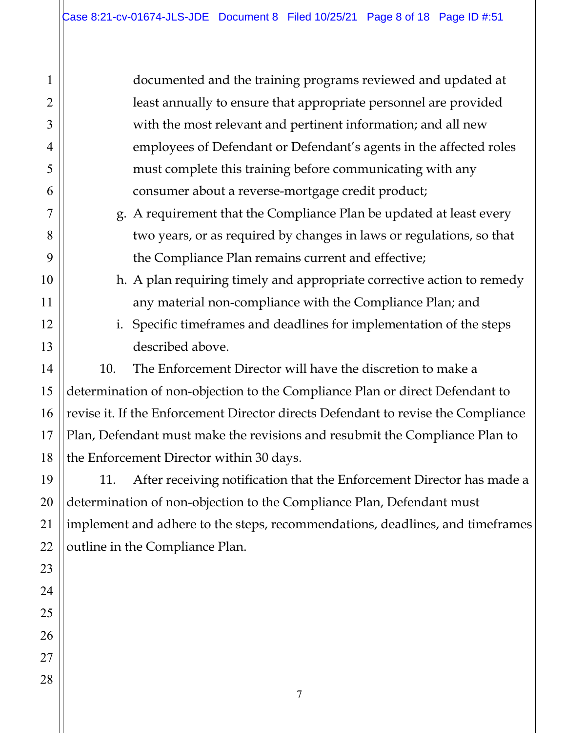documented and the training programs reviewed and updated at least annually to ensure that appropriate personnel are provided with the most relevant and pertinent information; and all new employees of Defendant or Defendant's agents in the affected roles must complete this training before communicating with any consumer about a reverse-mortgage credit product;

g. A requirement that the Compliance Plan be updated at least every two years, or as required by changes in laws or regulations, so that the Compliance Plan remains current and effective;

h. A plan requiring timely and appropriate corrective action to remedy any material non-compliance with the Compliance Plan; and

i. Specific timeframes and deadlines for implementation of the steps described above.

10. The Enforcement Director will have the discretion to make a determination of non-objection to the Compliance Plan or direct Defendant to revise it. If the Enforcement Director directs Defendant to revise the Compliance Plan, Defendant must make the revisions and resubmit the Compliance Plan to the Enforcement Director within 30 days.

11. After receiving notification that the Enforcement Director has made a determination of non-objection to the Compliance Plan, Defendant must implement and adhere to the steps, recommendations, deadlines, and timeframes outline in the Compliance Plan.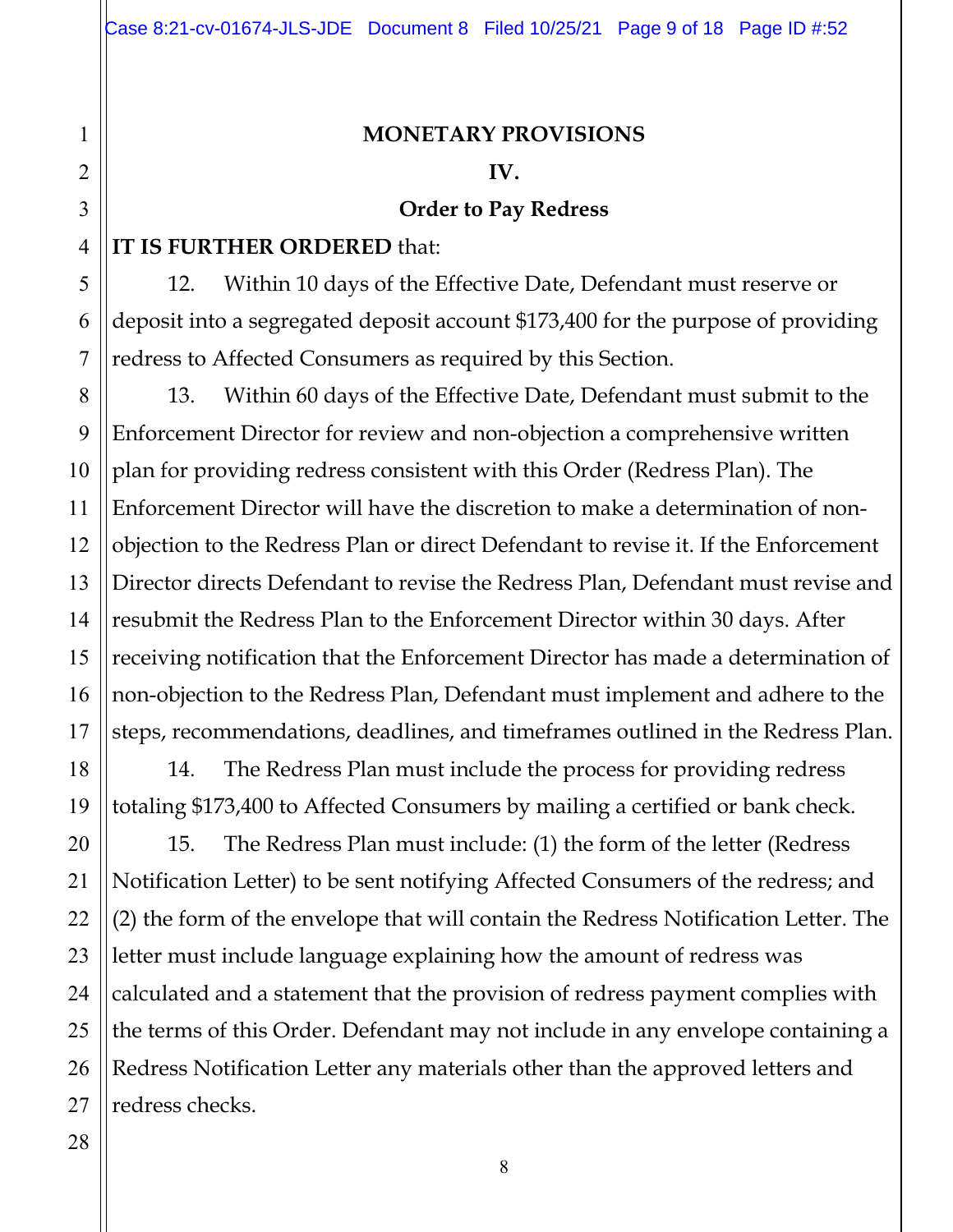## MONETARY PROVISIONS

### IV.

### Order to Pay Redress

**IT IS FURTHER ORDERED** that:

12. Within 10 days of the Effective Date, Defendant must reserve or deposit into a segregated deposit account $173,400 for the purpose of providing redress to Affected Consumers as required by this Section.

13. Within 60 days of the Effective Date, Defendant must submit to the Enforcement Director for review and non-objection a comprehensive written plan for providing redress consistent with this Order (Redress Plan). The Enforcement Director will have the discretion to make a determination of non-objection to the Redress Plan or direct Defendant to revise it. If the Enforcement Director directs Defendant to revise the Redress Plan, Defendant must revise and resubmit the Redress Plan to the Enforcement Director within 30 days. After receiving notification that the Enforcement Director has made a determination of non-objection to the Redress Plan, Defendant must implement and adhere to the steps, recommendations, deadlines, and timeframes outlined in the Redress Plan.

14. The Redress Plan must include the process for providing redress totaling $173,400 to Affected Consumers by mailing a certified or bank check.

15. The Redress Plan must include: (1) the form of the letter (Redress Notification Letter) to be sent notifying Affected Consumers of the redress; and (2) the form of the envelope that will contain the Redress Notification Letter. The letter must include language explaining how the amount of redress was calculated and a statement that the provision of redress payment complies with the terms of this Order. Defendant may not include in any envelope containing a Redress Notification Letter any materials other than the approved letters and redress checks.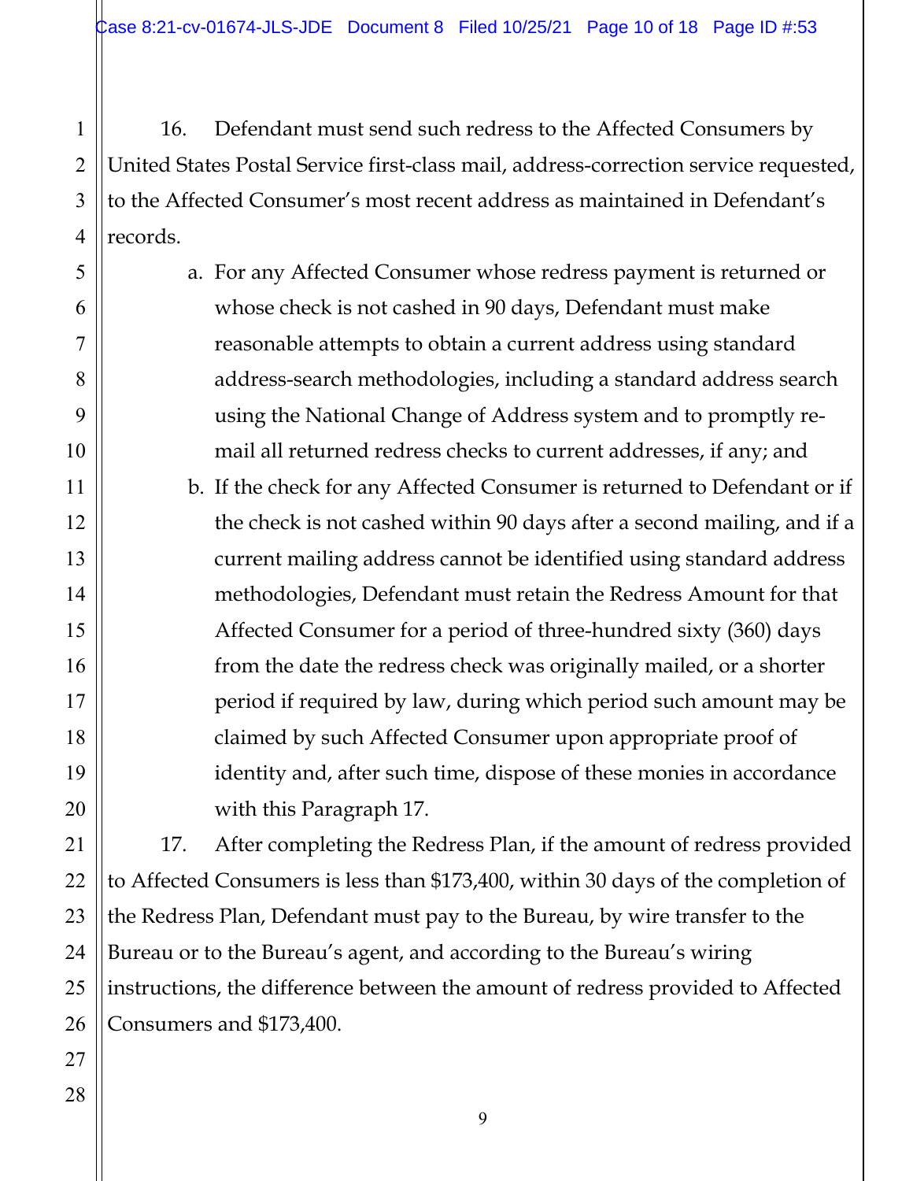16. Defendant must send such redress to the Affected Consumers by United States Postal Service first-class mail, address-correction service requested, to the Affected Consumer's most recent address as maintained in Defendant's records.

a. For any Affected Consumer whose redress payment is returned or whose check is not cashed in 90 days, Defendant must make reasonable attempts to obtain a current address using standard address-search methodologies, including a standard address search using the National Change of Address system and to promptly re-mail all returned redress checks to current addresses, if any; and

b. If the check for any Affected Consumer is returned to Defendant or if the check is not cashed within 90 days after a second mailing, and if a current mailing address cannot be identified using standard address methodologies, Defendant must retain the Redress Amount for that Affected Consumer for a period of three-hundred sixty (360) days from the date the redress check was originally mailed, or a shorter period if required by law, during which period such amount may be claimed by such Affected Consumer upon appropriate proof of identity and, after such time, dispose of these monies in accordance with this Paragraph 17.

17. After completing the Redress Plan, if the amount of redress provided to Affected Consumers is less than $173,400, within 30 days of the completion of the Redress Plan, Defendant must pay to the Bureau, by wire transfer to the Bureau or to the Bureau's agent, and according to the Bureau's wiring instructions, the difference between the amount of redress provided to Affected Consumers and $173,400.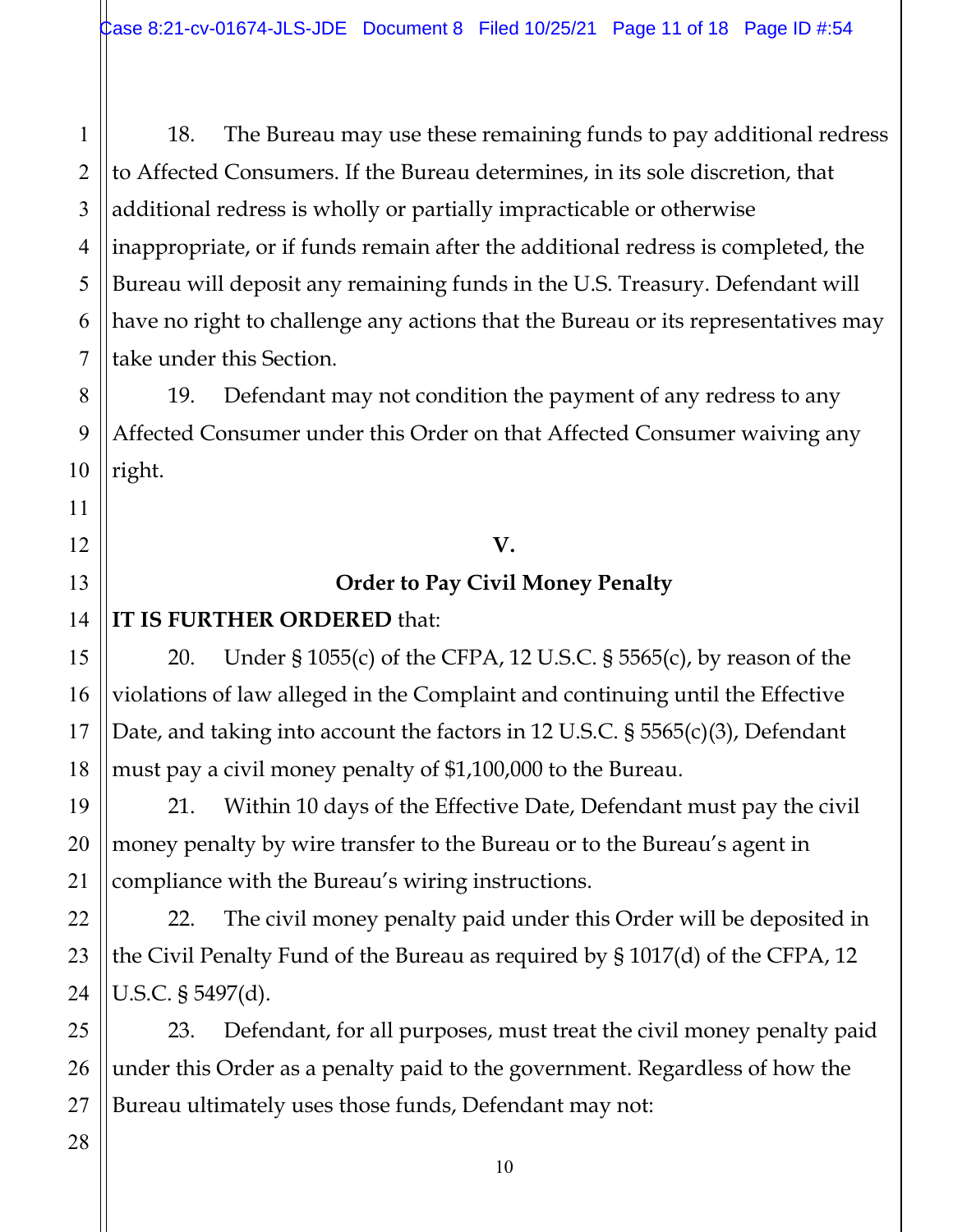18. The Bureau may use these remaining funds to pay additional redress to Affected Consumers. If the Bureau determines, in its sole discretion, that additional redress is wholly or partially impracticable or otherwise inappropriate, or if funds remain after the additional redress is completed, the Bureau will deposit any remaining funds in the U.S. Treasury. Defendant will have no right to challenge any actions that the Bureau or its representatives may take under this Section.

19. Defendant may not condition the payment of any redress to any Affected Consumer under this Order on that Affected Consumer waiving any right.

## V.

## Order to Pay Civil Money Penalty

**IT IS FURTHER ORDERED** that:

20. Under § 1055(c) of the CFPA, 12 U.S.C. § 5565(c), by reason of the violations of law alleged in the Complaint and continuing until the Effective Date, and taking into account the factors in 12 U.S.C. § 5565(c)(3), Defendant must pay a civil money penalty of $1,100,000 to the Bureau.

21. Within 10 days of the Effective Date, Defendant must pay the civil money penalty by wire transfer to the Bureau or to the Bureau's agent in compliance with the Bureau's wiring instructions.

22. The civil money penalty paid under this Order will be deposited in the Civil Penalty Fund of the Bureau as required by § 1017(d) of the CFPA, 12 U.S.C. § 5497(d).

23. Defendant, for all purposes, must treat the civil money penalty paid under this Order as a penalty paid to the government. Regardless of how the Bureau ultimately uses those funds, Defendant may not: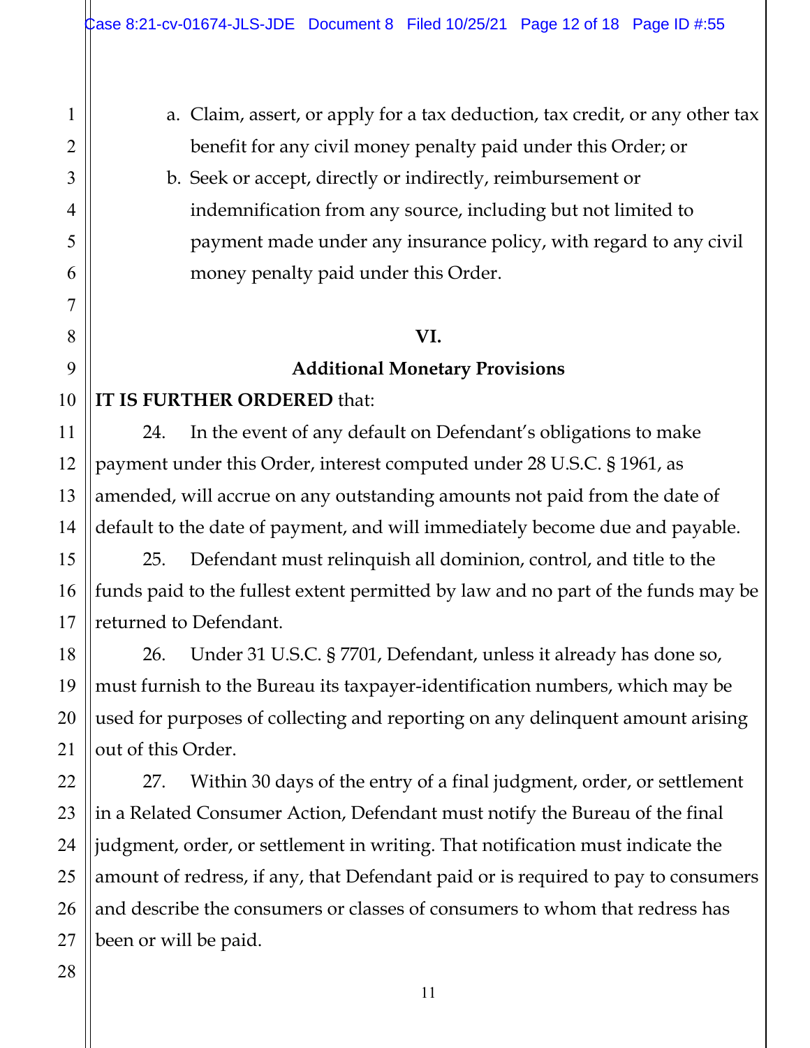a. Claim, assert, or apply for a tax deduction, tax credit, or any other tax benefit for any civil money penalty paid under this Order; or

b. Seek or accept, directly or indirectly, reimbursement or indemnification from any source, including but not limited to payment made under any insurance policy, with regard to any civil money penalty paid under this Order.

## VI.

## Additional Monetary Provisions

**IT IS FURTHER ORDERED** that:

24. In the event of any default on Defendant's obligations to make payment under this Order, interest computed under 28 U.S.C. § 1961, as amended, will accrue on any outstanding amounts not paid from the date of default to the date of payment, and will immediately become due and payable.

25. Defendant must relinquish all dominion, control, and title to the funds paid to the fullest extent permitted by law and no part of the funds may be returned to Defendant.

26. Under 31 U.S.C. § 7701, Defendant, unless it already has done so, must furnish to the Bureau its taxpayer-identification numbers, which may be used for purposes of collecting and reporting on any delinquent amount arising out of this Order.

27. Within 30 days of the entry of a final judgment, order, or settlement in a Related Consumer Action, Defendant must notify the Bureau of the final judgment, order, or settlement in writing. That notification must indicate the amount of redress, if any, that Defendant paid or is required to pay to consumers and describe the consumers or classes of consumers to whom that redress has been or will be paid.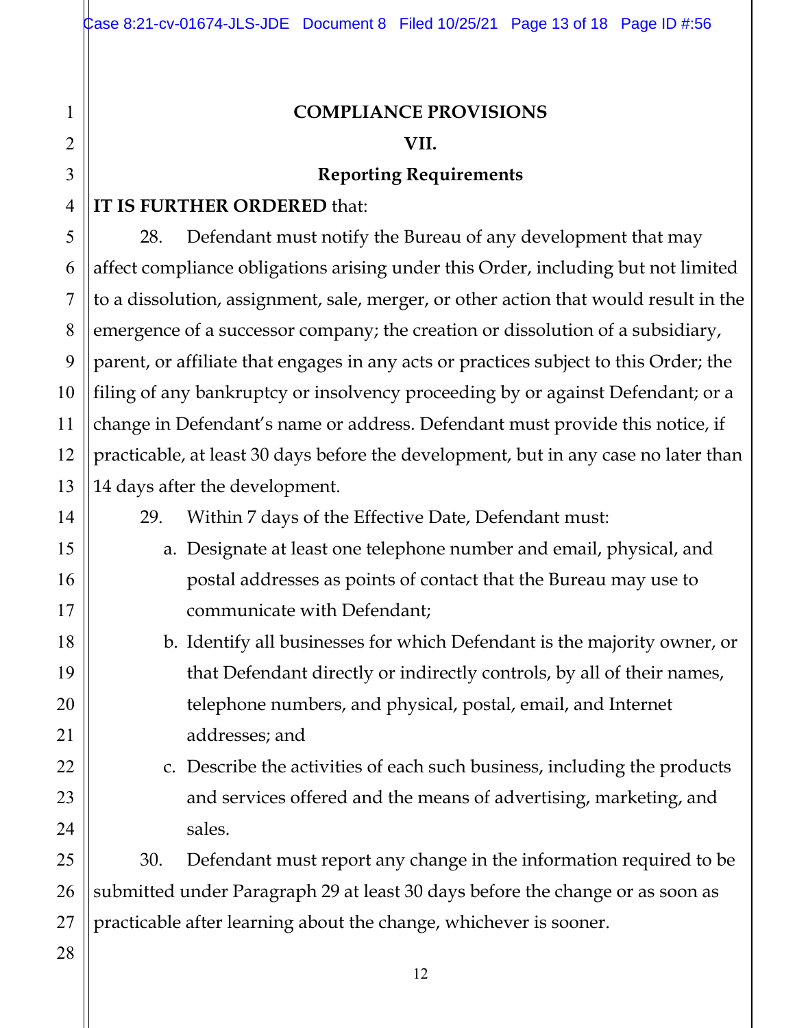## COMPLIANCE PROVISIONS

### VII.

### Reporting Requirements

**IT IS FURTHER ORDERED** that:

28. Defendant must notify the Bureau of any development that may affect compliance obligations arising under this Order, including but not limited to a dissolution, assignment, sale, merger, or other action that would result in the emergence of a successor company; the creation or dissolution of a subsidiary, parent, or affiliate that engages in any acts or practices subject to this Order; the filing of any bankruptcy or insolvency proceeding by or against Defendant; or a change in Defendant's name or address. Defendant must provide this notice, if practicable, at least 30 days before the development, but in any case no later than 14 days after the development.

29. Within 7 days of the Effective Date, Defendant must:

   a. Designate at least one telephone number and email, physical, and postal addresses as points of contact that the Bureau may use to communicate with Defendant;

   b. Identify all businesses for which Defendant is the majority owner, or that Defendant directly or indirectly controls, by all of their names, telephone numbers, and physical, postal, email, and Internet addresses; and

   c. Describe the activities of each such business, including the products and services offered and the means of advertising, marketing, and sales.

30. Defendant must report any change in the information required to be submitted under Paragraph 29 at least 30 days before the change or as soon as practicable after learning about the change, whichever is sooner.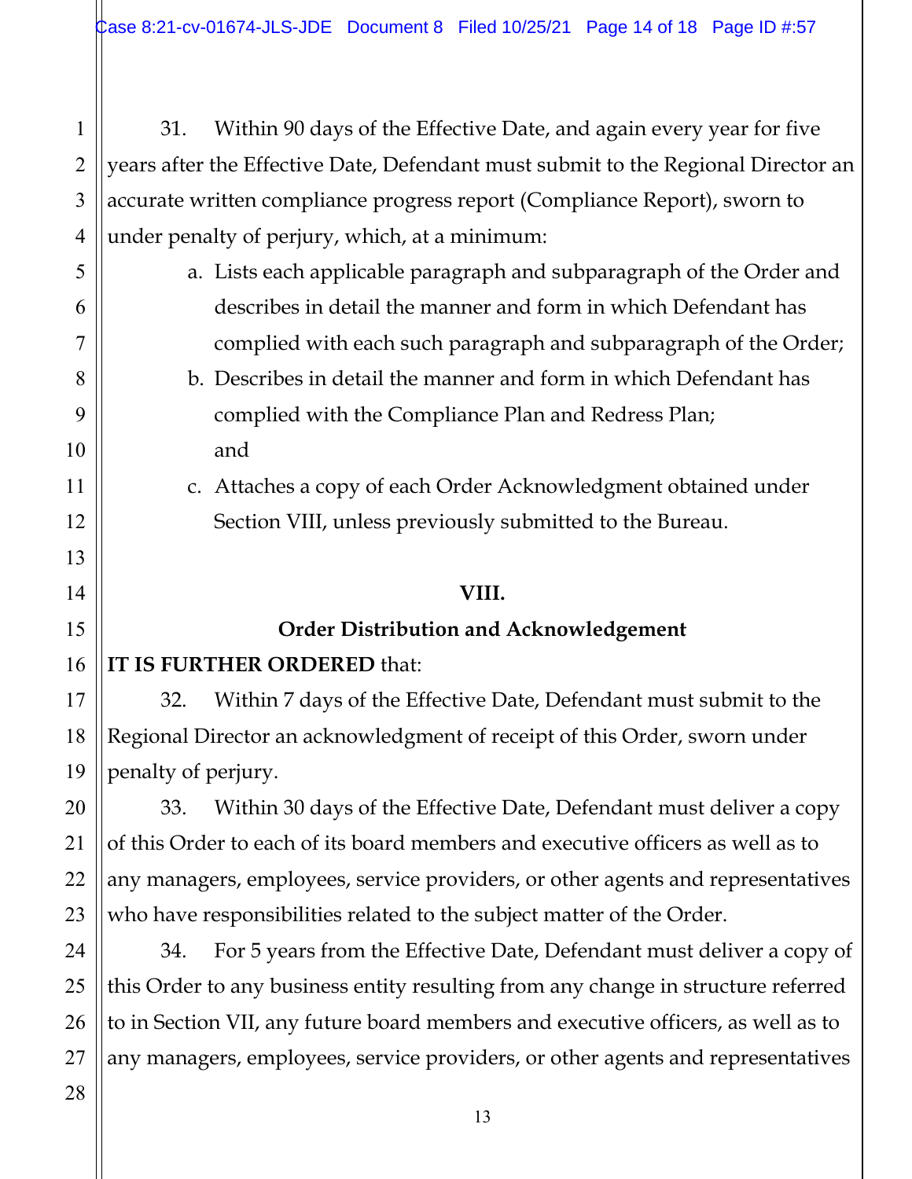31. Within 90 days of the Effective Date, and again every year for five years after the Effective Date, Defendant must submit to the Regional Director an accurate written compliance progress report (Compliance Report), sworn to under penalty of perjury, which, at a minimum:

a. Lists each applicable paragraph and subparagraph of the Order and describes in detail the manner and form in which Defendant has complied with each such paragraph and subparagraph of the Order;

b. Describes in detail the manner and form in which Defendant has complied with the Compliance Plan and Redress Plan; and

c. Attaches a copy of each Order Acknowledgment obtained under Section VIII, unless previously submitted to the Bureau.

## VIII.

## Order Distribution and Acknowledgement

**IT IS FURTHER ORDERED** that:

32. Within 7 days of the Effective Date, Defendant must submit to the Regional Director an acknowledgment of receipt of this Order, sworn under penalty of perjury.

33. Within 30 days of the Effective Date, Defendant must deliver a copy of this Order to each of its board members and executive officers as well as to any managers, employees, service providers, or other agents and representatives who have responsibilities related to the subject matter of the Order.

34. For 5 years from the Effective Date, Defendant must deliver a copy of this Order to any business entity resulting from any change in structure referred to in Section VII, any future board members and executive officers, as well as to any managers, employees, service providers, or other agents and representatives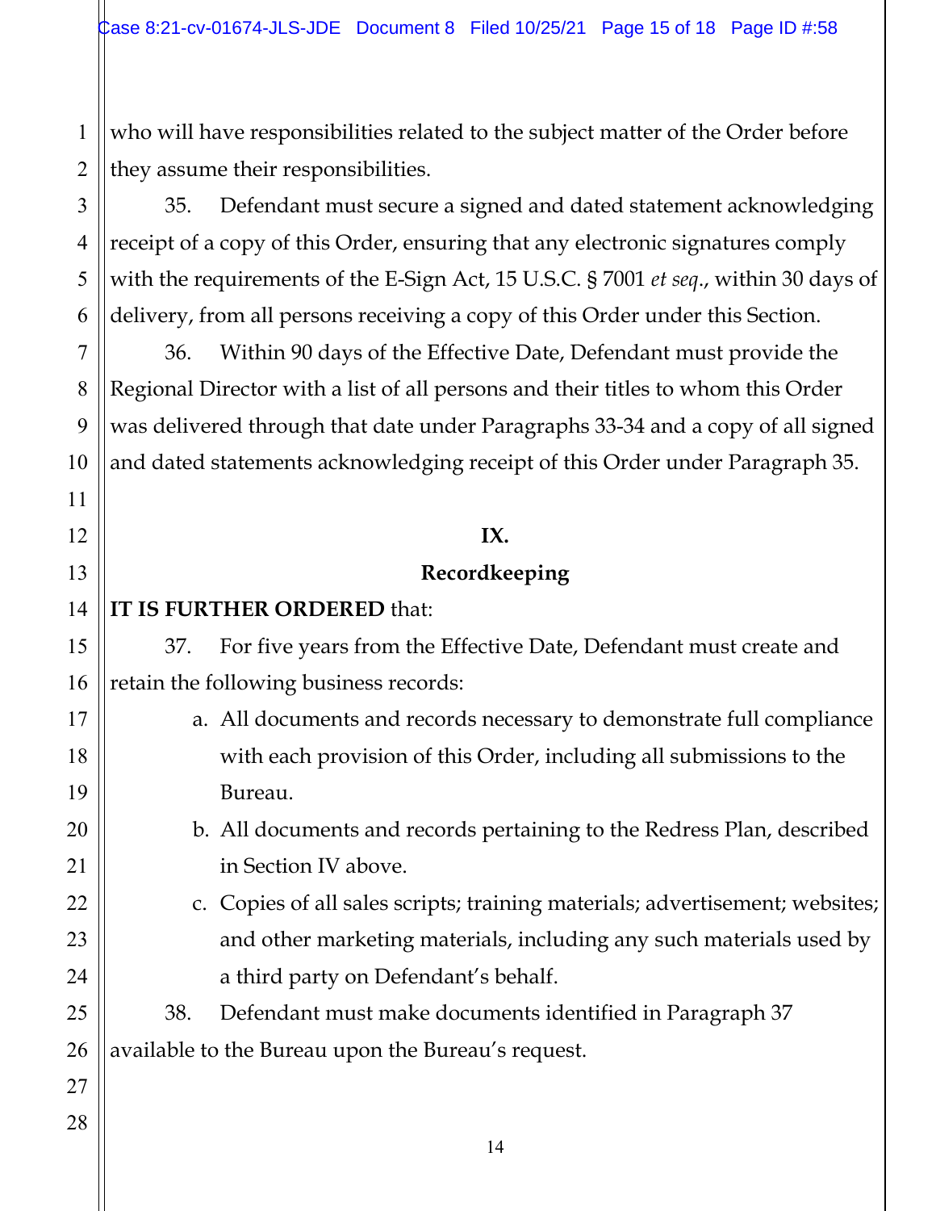who will have responsibilities related to the subject matter of the Order before they assume their responsibilities.

35. Defendant must secure a signed and dated statement acknowledging receipt of a copy of this Order, ensuring that any electronic signatures comply with the requirements of the E-Sign Act, 15 U.S.C. § 7001 *et seq*., within 30 days of delivery, from all persons receiving a copy of this Order under this Section.

36. Within 90 days of the Effective Date, Defendant must provide the Regional Director with a list of all persons and their titles to whom this Order was delivered through that date under Paragraphs 33-34 and a copy of all signed and dated statements acknowledging receipt of this Order under Paragraph 35.

## IX.
## Recordkeeping

**IT IS FURTHER ORDERED** that:

37. For five years from the Effective Date, Defendant must create and retain the following business records:

a. All documents and records necessary to demonstrate full compliance with each provision of this Order, including all submissions to the Bureau.

b. All documents and records pertaining to the Redress Plan, described in Section IV above.

c. Copies of all sales scripts; training materials; advertisement; websites; and other marketing materials, including any such materials used by a third party on Defendant's behalf.

38. Defendant must make documents identified in Paragraph 37 available to the Bureau upon the Bureau's request.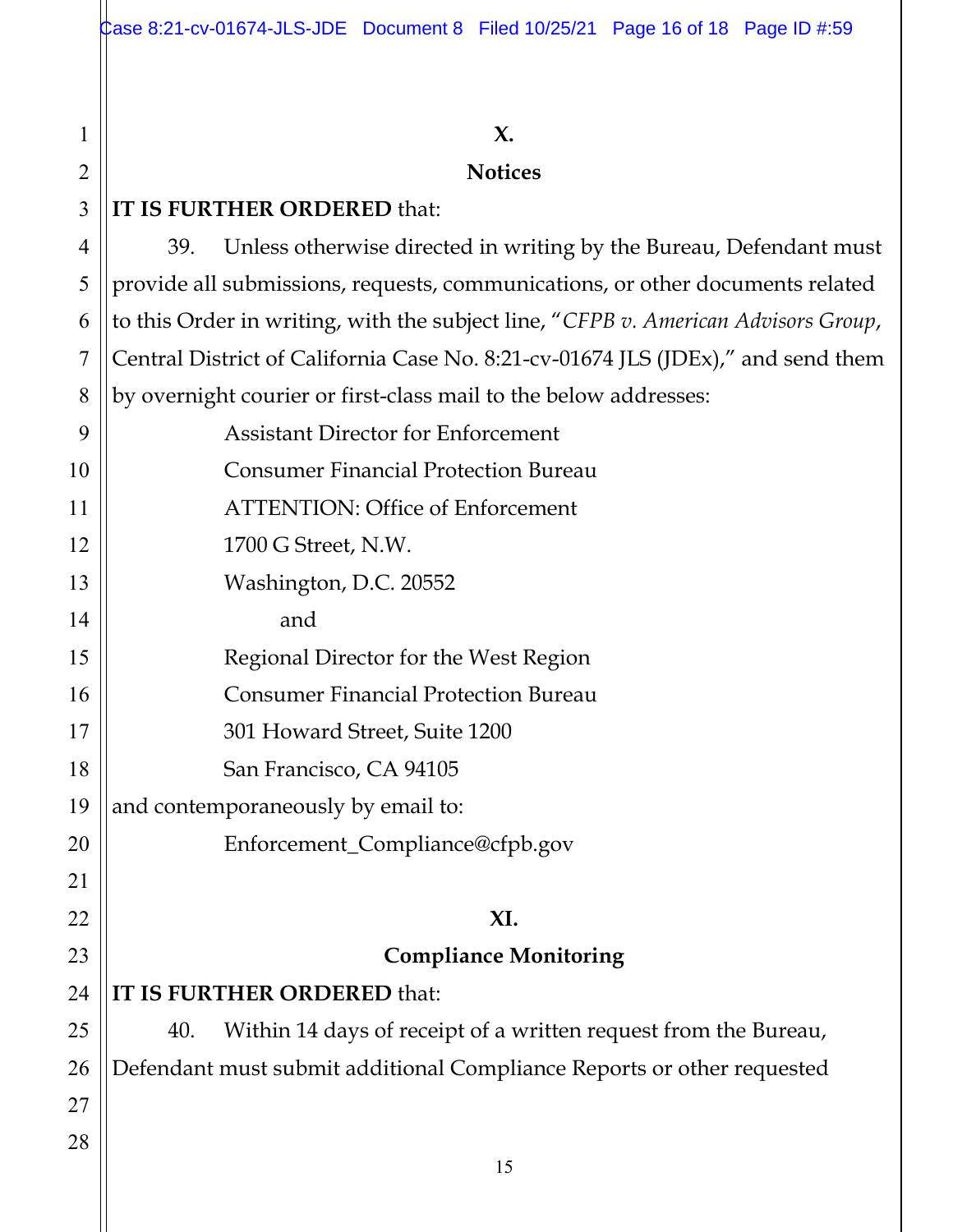## X.

## Notices

**IT IS FURTHER ORDERED** that:

39. Unless otherwise directed in writing by the Bureau, Defendant must provide all submissions, requests, communications, or other documents related to this Order in writing, with the subject line, "*CFPB v. American Advisors Group*, Central District of California Case No. 8:21-cv-01674 JLS (JDEx)," and send them by overnight courier or first-class mail to the below addresses:

Assistant Director for Enforcement
Consumer Financial Protection Bureau
ATTENTION: Office of Enforcement
1700 G Street, N.W.
Washington, D.C. 20552

and

Regional Director for the West Region
Consumer Financial Protection Bureau
301 Howard Street, Suite 1200
San Francisco, CA 94105

and contemporaneously by email to:

Enforcement_Compliance@cfpb.gov

## XI.

## Compliance Monitoring

**IT IS FURTHER ORDERED** that:

40. Within 14 days of receipt of a written request from the Bureau, Defendant must submit additional Compliance Reports or other requested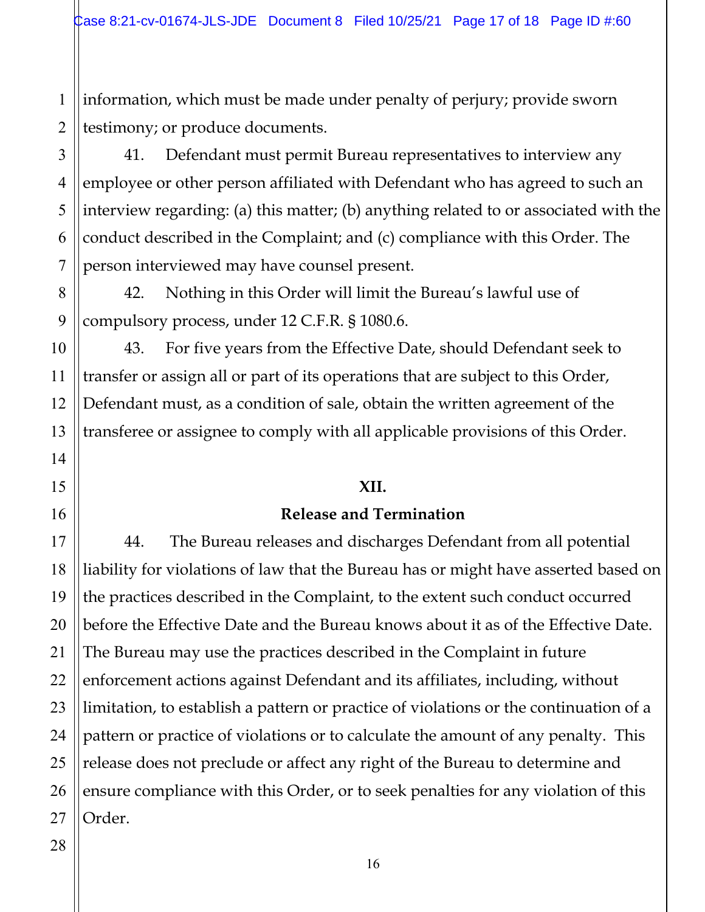information, which must be made under penalty of perjury; provide sworn testimony; or produce documents.

41. Defendant must permit Bureau representatives to interview any employee or other person affiliated with Defendant who has agreed to such an interview regarding: (a) this matter; (b) anything related to or associated with the conduct described in the Complaint; and (c) compliance with this Order. The person interviewed may have counsel present.

42. Nothing in this Order will limit the Bureau's lawful use of compulsory process, under 12 C.F.R. § 1080.6.

43. For five years from the Effective Date, should Defendant seek to transfer or assign all or part of its operations that are subject to this Order, Defendant must, as a condition of sale, obtain the written agreement of the transferee or assignee to comply with all applicable provisions of this Order.

## XII.

## Release and Termination

44. The Bureau releases and discharges Defendant from all potential liability for violations of law that the Bureau has or might have asserted based on the practices described in the Complaint, to the extent such conduct occurred before the Effective Date and the Bureau knows about it as of the Effective Date. The Bureau may use the practices described in the Complaint in future enforcement actions against Defendant and its affiliates, including, without limitation, to establish a pattern or practice of violations or the continuation of a pattern or practice of violations or to calculate the amount of any penalty. This release does not preclude or affect any right of the Bureau to determine and ensure compliance with this Order, or to seek penalties for any violation of this Order.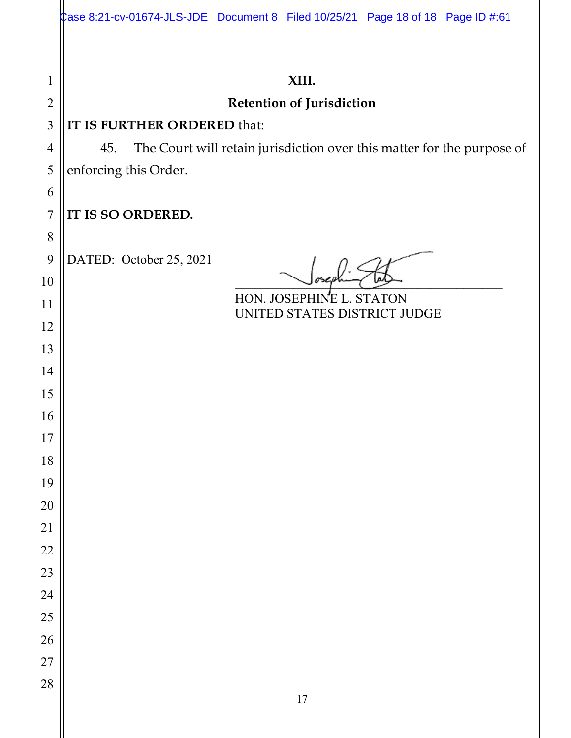## XIII.

## Retention of Jurisdiction

**IT IS FURTHER ORDERED** that:

45. The Court will retain jurisdiction over this matter for the purpose of enforcing this Order.

**IT IS SO ORDERED.**

DATED: October 25, 2021

HON. JOSEPHINE L. STATON
UNITED STATES DISTRICT JUDGE